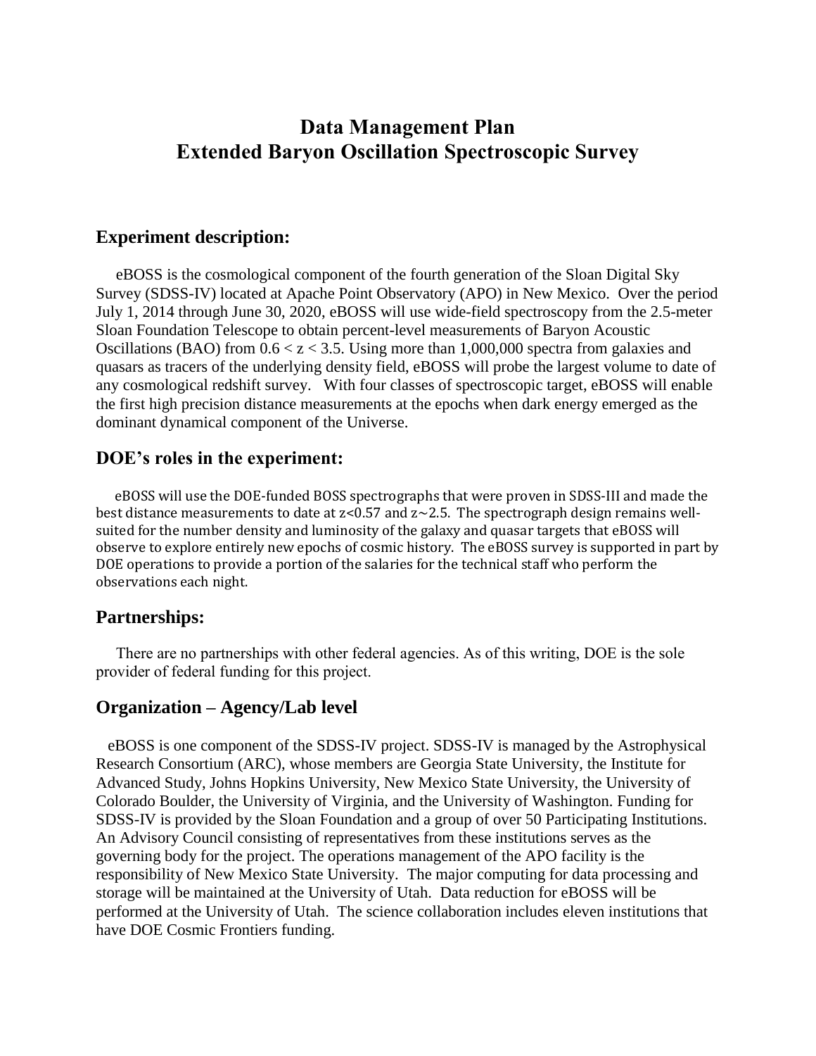# Data Management Plan
# Extended Baryon Oscillation Spectroscopic Survey

## Experiment description:

eBOSS is the cosmological component of the fourth generation of the Sloan Digital Sky Survey (SDSS-IV) located at Apache Point Observatory (APO) in New Mexico. Over the period July 1, 2014 through June 30, 2020, eBOSS will use wide-field spectroscopy from the 2.5-meter Sloan Foundation Telescope to obtain percent-level measurements of Baryon Acoustic Oscillations (BAO) from $0.6 < z < 3.5$. Using more than 1,000,000 spectra from galaxies and quasars as tracers of the underlying density field, eBOSS will probe the largest volume to date of any cosmological redshift survey. With four classes of spectroscopic target, eBOSS will enable the first high precision distance measurements at the epochs when dark energy emerged as the dominant dynamical component of the Universe.

## DOE's roles in the experiment:

eBOSS will use the DOE-funded BOSS spectrographs that were proven in SDSS-III and made the best distance measurements to date at $z<0.57$ and $z\sim2.5$. The spectrograph design remains well-suited for the number density and luminosity of the galaxy and quasar targets that eBOSS will observe to explore entirely new epochs of cosmic history. The eBOSS survey is supported in part by DOE operations to provide a portion of the salaries for the technical staff who perform the observations each night.

## Partnerships:

There are no partnerships with other federal agencies. As of this writing, DOE is the sole provider of federal funding for this project.

## Organization – Agency/Lab level

eBOSS is one component of the SDSS-IV project. SDSS-IV is managed by the Astrophysical Research Consortium (ARC), whose members are Georgia State University, the Institute for Advanced Study, Johns Hopkins University, New Mexico State University, the University of Colorado Boulder, the University of Virginia, and the University of Washington. Funding for SDSS-IV is provided by the Sloan Foundation and a group of over 50 Participating Institutions. An Advisory Council consisting of representatives from these institutions serves as the governing body for the project. The operations management of the APO facility is the responsibility of New Mexico State University. The major computing for data processing and storage will be maintained at the University of Utah. Data reduction for eBOSS will be performed at the University of Utah. The science collaboration includes eleven institutions that have DOE Cosmic Frontiers funding.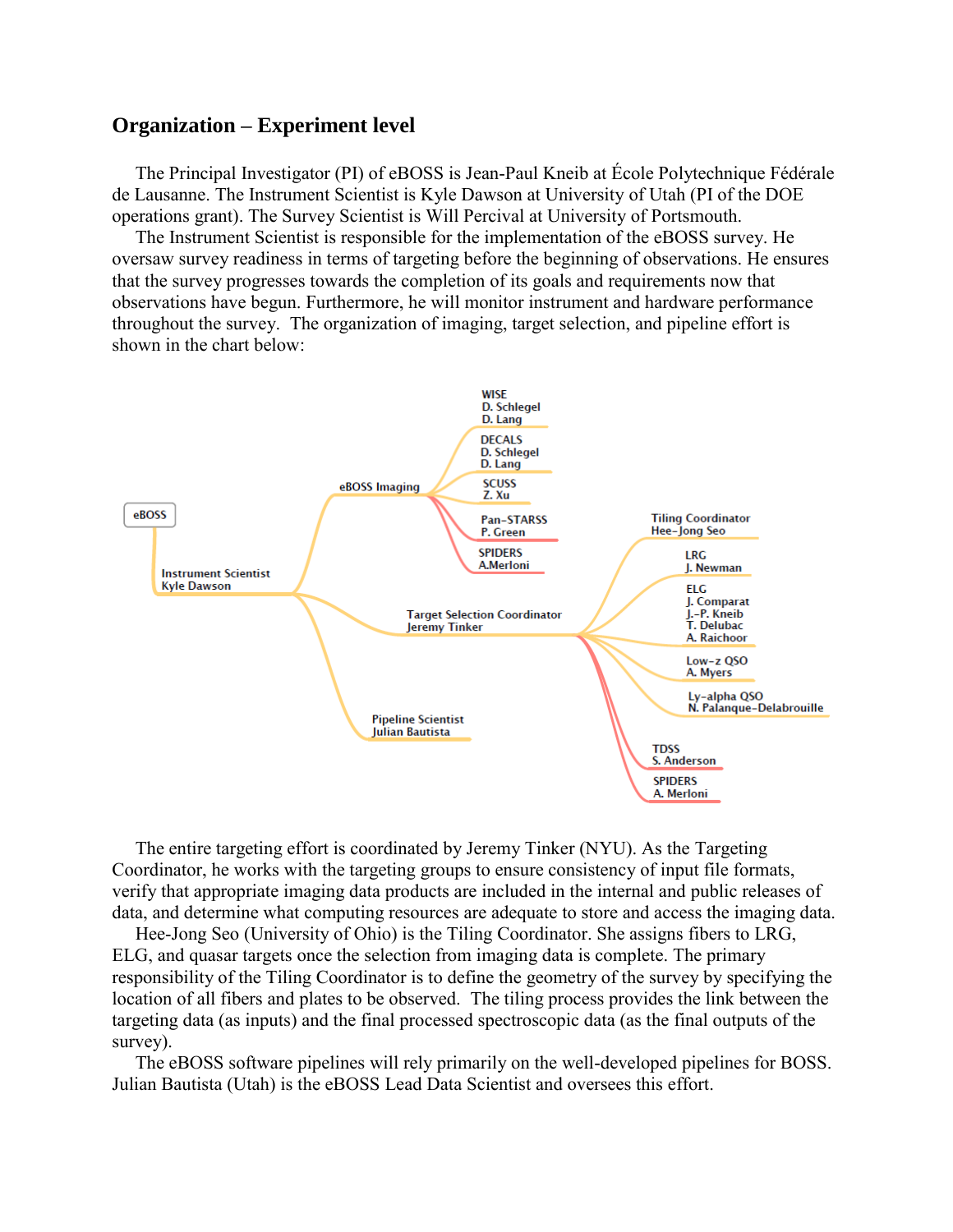## Organization – Experiment level

The Principal Investigator (PI) of eBOSS is Jean-Paul Kneib at École Polytechnique Fédérale de Lausanne. The Instrument Scientist is Kyle Dawson at University of Utah (PI of the DOE operations grant). The Survey Scientist is Will Percival at University of Portsmouth.

The Instrument Scientist is responsible for the implementation of the eBOSS survey. He oversaw survey readiness in terms of targeting before the beginning of observations. He ensures that the survey progresses towards the completion of its goals and requirements now that observations have begun. Furthermore, he will monitor instrument and hardware performance throughout the survey. The organization of imaging, target selection, and pipeline effort is shown in the chart below:

- eBOSS
  - Instrument Scientist Kyle Dawson
    - eBOSS Imaging
      - WISE D. Schlegel D. Lang
      - DECALS D. Schlegel D. Lang
      - SCUSS Z. Xu
      - Pan-STARSS P. Green
      - SPIDERS A.Merloni
    - Target Selection Coordinator Jeremy Tinker
      - Tiling Coordinator Hee-Jong Seo
      - LRG J. Newman
      - ELG J. Comparat J.-P. Kneib T. Delubac A. Raichoor
      - Low-z QSO A. Myers
      - Ly-alpha QSO N. Palanque-Delabrouille
      - TDSS S. Anderson
      - SPIDERS A. Merloni
    - Pipeline Scientist Julian Bautista

The entire targeting effort is coordinated by Jeremy Tinker (NYU). As the Targeting Coordinator, he works with the targeting groups to ensure consistency of input file formats, verify that appropriate imaging data products are included in the internal and public releases of data, and determine what computing resources are adequate to store and access the imaging data.

Hee-Jong Seo (University of Ohio) is the Tiling Coordinator. She assigns fibers to LRG, ELG, and quasar targets once the selection from imaging data is complete. The primary responsibility of the Tiling Coordinator is to define the geometry of the survey by specifying the location of all fibers and plates to be observed. The tiling process provides the link between the targeting data (as inputs) and the final processed spectroscopic data (as the final outputs of the survey).

The eBOSS software pipelines will rely primarily on the well-developed pipelines for BOSS. Julian Bautista (Utah) is the eBOSS Lead Data Scientist and oversees this effort.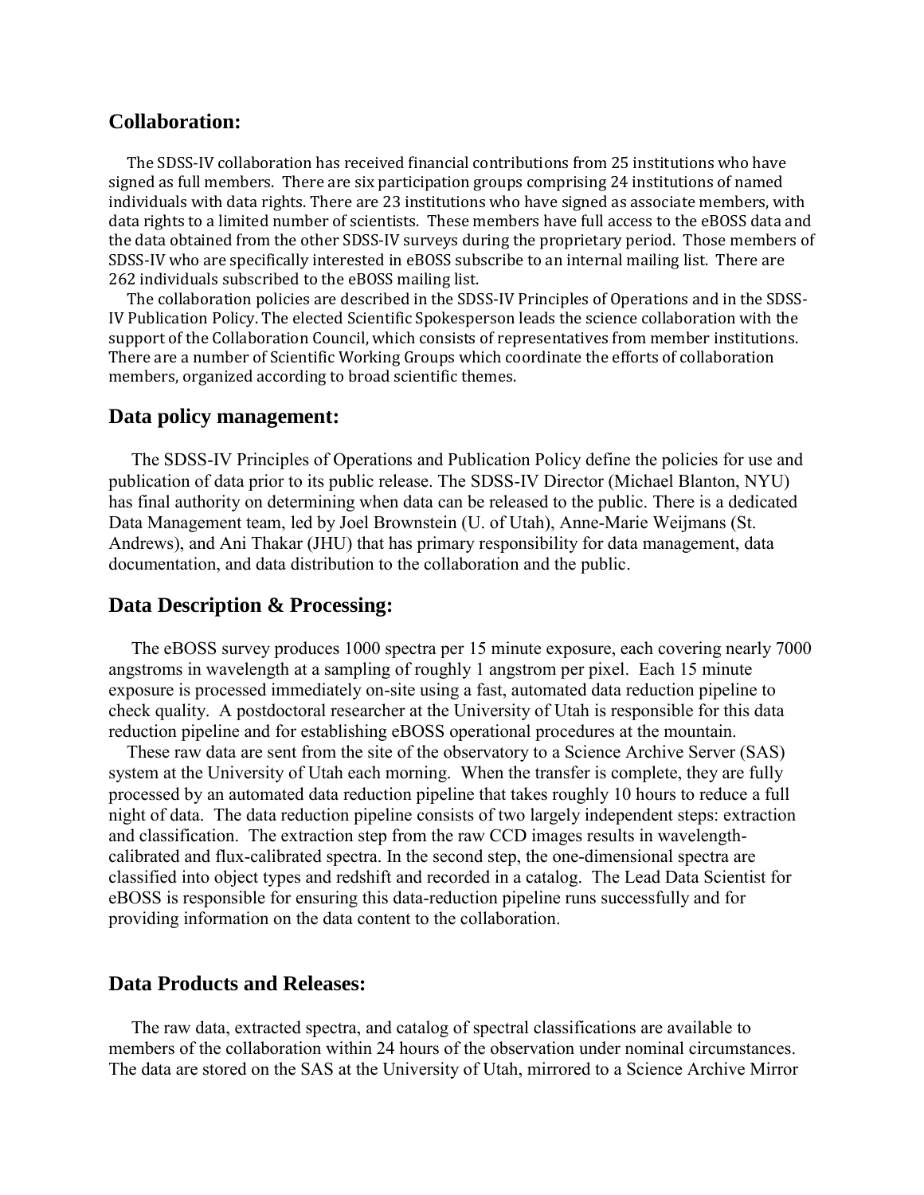## Collaboration:

The SDSS-IV collaboration has received financial contributions from 25 institutions who have signed as full members. There are six participation groups comprising 24 institutions of named individuals with data rights. There are 23 institutions who have signed as associate members, with data rights to a limited number of scientists. These members have full access to the eBOSS data and the data obtained from the other SDSS-IV surveys during the proprietary period. Those members of SDSS-IV who are specifically interested in eBOSS subscribe to an internal mailing list. There are 262 individuals subscribed to the eBOSS mailing list.

The collaboration policies are described in the SDSS-IV Principles of Operations and in the SDSS-IV Publication Policy. The elected Scientific Spokesperson leads the science collaboration with the support of the Collaboration Council, which consists of representatives from member institutions. There are a number of Scientific Working Groups which coordinate the efforts of collaboration members, organized according to broad scientific themes.

## Data policy management:

The SDSS-IV Principles of Operations and Publication Policy define the policies for use and publication of data prior to its public release. The SDSS-IV Director (Michael Blanton, NYU) has final authority on determining when data can be released to the public. There is a dedicated Data Management team, led by Joel Brownstein (U. of Utah), Anne-Marie Weijmans (St. Andrews), and Ani Thakar (JHU) that has primary responsibility for data management, data documentation, and data distribution to the collaboration and the public.

## Data Description & Processing:

The eBOSS survey produces 1000 spectra per 15 minute exposure, each covering nearly 7000 angstroms in wavelength at a sampling of roughly 1 angstrom per pixel. Each 15 minute exposure is processed immediately on-site using a fast, automated data reduction pipeline to check quality. A postdoctoral researcher at the University of Utah is responsible for this data reduction pipeline and for establishing eBOSS operational procedures at the mountain.

These raw data are sent from the site of the observatory to a Science Archive Server (SAS) system at the University of Utah each morning. When the transfer is complete, they are fully processed by an automated data reduction pipeline that takes roughly 10 hours to reduce a full night of data. The data reduction pipeline consists of two largely independent steps: extraction and classification. The extraction step from the raw CCD images results in wavelength-calibrated and flux-calibrated spectra. In the second step, the one-dimensional spectra are classified into object types and redshift and recorded in a catalog. The Lead Data Scientist for eBOSS is responsible for ensuring this data-reduction pipeline runs successfully and for providing information on the data content to the collaboration.

## Data Products and Releases:

The raw data, extracted spectra, and catalog of spectral classifications are available to members of the collaboration within 24 hours of the observation under nominal circumstances. The data are stored on the SAS at the University of Utah, mirrored to a Science Archive Mirror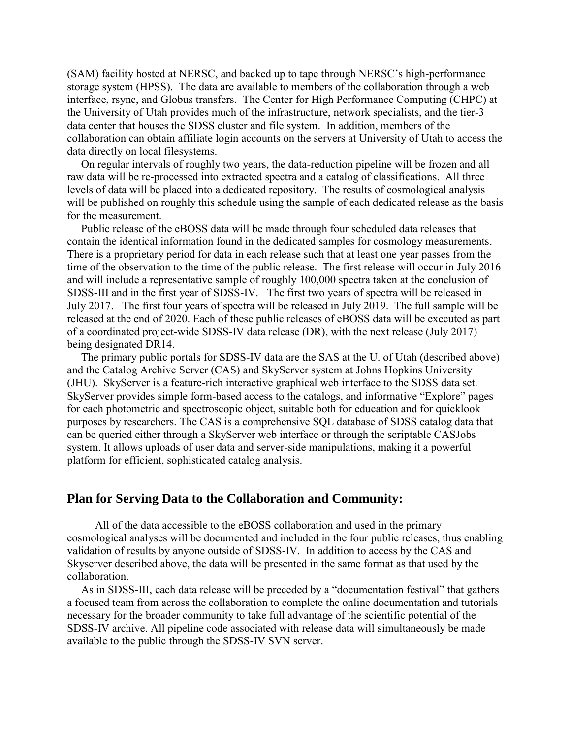(SAM) facility hosted at NERSC, and backed up to tape through NERSC's high-performance storage system (HPSS). The data are available to members of the collaboration through a web interface, rsync, and Globus transfers. The Center for High Performance Computing (CHPC) at the University of Utah provides much of the infrastructure, network specialists, and the tier-3 data center that houses the SDSS cluster and file system. In addition, members of the collaboration can obtain affiliate login accounts on the servers at University of Utah to access the data directly on local filesystems.

On regular intervals of roughly two years, the data-reduction pipeline will be frozen and all raw data will be re-processed into extracted spectra and a catalog of classifications. All three levels of data will be placed into a dedicated repository. The results of cosmological analysis will be published on roughly this schedule using the sample of each dedicated release as the basis for the measurement.

Public release of the eBOSS data will be made through four scheduled data releases that contain the identical information found in the dedicated samples for cosmology measurements. There is a proprietary period for data in each release such that at least one year passes from the time of the observation to the time of the public release. The first release will occur in July 2016 and will include a representative sample of roughly 100,000 spectra taken at the conclusion of SDSS-III and in the first year of SDSS-IV. The first two years of spectra will be released in July 2017. The first four years of spectra will be released in July 2019. The full sample will be released at the end of 2020. Each of these public releases of eBOSS data will be executed as part of a coordinated project-wide SDSS-IV data release (DR), with the next release (July 2017) being designated DR14.

The primary public portals for SDSS-IV data are the SAS at the U. of Utah (described above) and the Catalog Archive Server (CAS) and SkyServer system at Johns Hopkins University (JHU). SkyServer is a feature-rich interactive graphical web interface to the SDSS data set. SkyServer provides simple form-based access to the catalogs, and informative "Explore" pages for each photometric and spectroscopic object, suitable both for education and for quicklook purposes by researchers. The CAS is a comprehensive SQL database of SDSS catalog data that can be queried either through a SkyServer web interface or through the scriptable CASJobs system. It allows uploads of user data and server-side manipulations, making it a powerful platform for efficient, sophisticated catalog analysis.

## Plan for Serving Data to the Collaboration and Community:

All of the data accessible to the eBOSS collaboration and used in the primary cosmological analyses will be documented and included in the four public releases, thus enabling validation of results by anyone outside of SDSS-IV. In addition to access by the CAS and Skyserver described above, the data will be presented in the same format as that used by the collaboration.

As in SDSS-III, each data release will be preceded by a "documentation festival" that gathers a focused team from across the collaboration to complete the online documentation and tutorials necessary for the broader community to take full advantage of the scientific potential of the SDSS-IV archive. All pipeline code associated with release data will simultaneously be made available to the public through the SDSS-IV SVN server.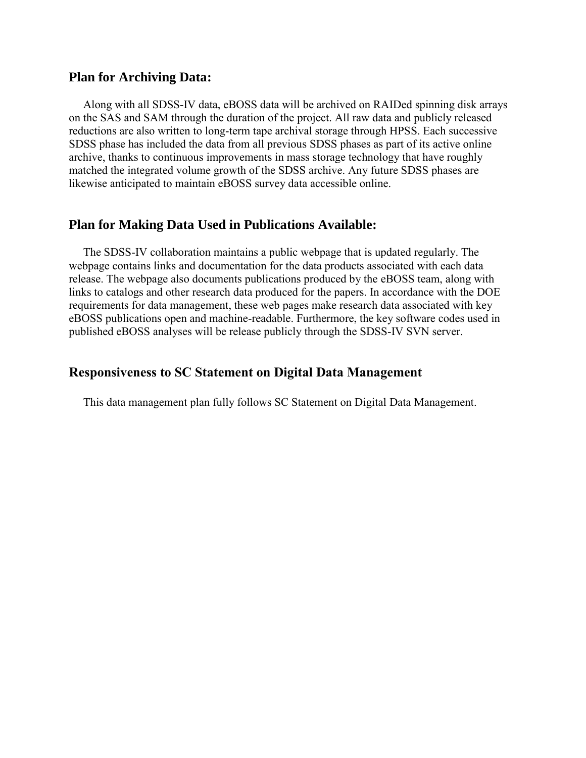## Plan for Archiving Data:

Along with all SDSS-IV data, eBOSS data will be archived on RAIDed spinning disk arrays on the SAS and SAM through the duration of the project. All raw data and publicly released reductions are also written to long-term tape archival storage through HPSS. Each successive SDSS phase has included the data from all previous SDSS phases as part of its active online archive, thanks to continuous improvements in mass storage technology that have roughly matched the integrated volume growth of the SDSS archive. Any future SDSS phases are likewise anticipated to maintain eBOSS survey data accessible online.

## Plan for Making Data Used in Publications Available:

The SDSS-IV collaboration maintains a public webpage that is updated regularly. The webpage contains links and documentation for the data products associated with each data release. The webpage also documents publications produced by the eBOSS team, along with links to catalogs and other research data produced for the papers. In accordance with the DOE requirements for data management, these web pages make research data associated with key eBOSS publications open and machine-readable. Furthermore, the key software codes used in published eBOSS analyses will be release publicly through the SDSS-IV SVN server.

## Responsiveness to SC Statement on Digital Data Management

This data management plan fully follows SC Statement on Digital Data Management.